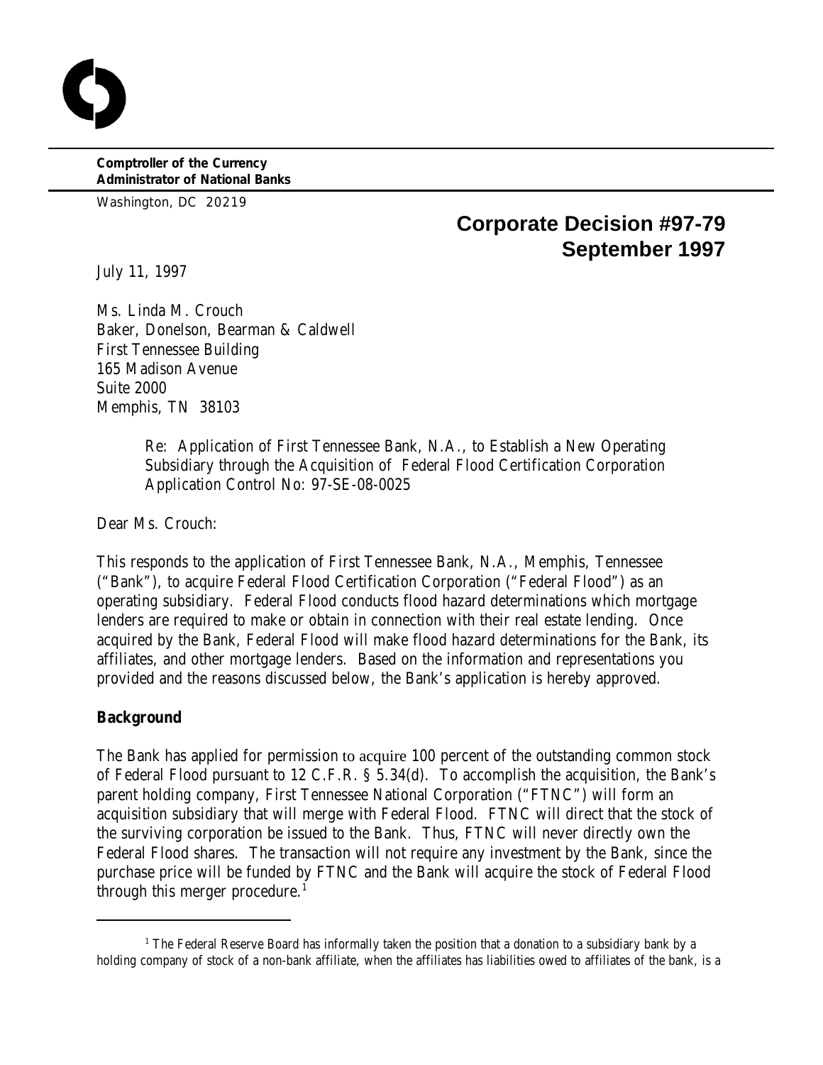**Comptroller of the Currency**
**Administrator of National Banks**

Washington, DC 20219

# Corporate Decision #97-79
# September 1997

July 11, 1997

Ms. Linda M. Crouch
Baker, Donelson, Bearman & Caldwell
First Tennessee Building
165 Madison Avenue
Suite 2000
Memphis, TN 38103

> Re: Application of First Tennessee Bank, N.A., to Establish a New Operating Subsidiary through the Acquisition of Federal Flood Certification Corporation
> Application Control No: 97-SE-08-0025

Dear Ms. Crouch:

This responds to the application of First Tennessee Bank, N.A., Memphis, Tennessee ("Bank"), to acquire Federal Flood Certification Corporation ("Federal Flood") as an operating subsidiary. Federal Flood conducts flood hazard determinations which mortgage lenders are required to make or obtain in connection with their real estate lending. Once acquired by the Bank, Federal Flood will make flood hazard determinations for the Bank, its affiliates, and other mortgage lenders. Based on the information and representations you provided and the reasons discussed below, the Bank's application is hereby approved.

**Background**

The Bank has applied for permission to acquire 100 percent of the outstanding common stock of Federal Flood pursuant to 12 C.F.R. § 5.34(d). To accomplish the acquisition, the Bank's parent holding company, First Tennessee National Corporation ("FTNC") will form an acquisition subsidiary that will merge with Federal Flood. FTNC will direct that the stock of the surviving corporation be issued to the Bank. Thus, FTNC will never directly own the Federal Flood shares. The transaction will not require any investment by the Bank, since the purchase price will be funded by FTNC and the Bank will acquire the stock of Federal Flood through this merger procedure.[1]

---

[1] The Federal Reserve Board has informally taken the position that a donation to a subsidiary bank by a holding company of stock of a non-bank affiliate, when the affiliates has liabilities owed to affiliates of the bank, is a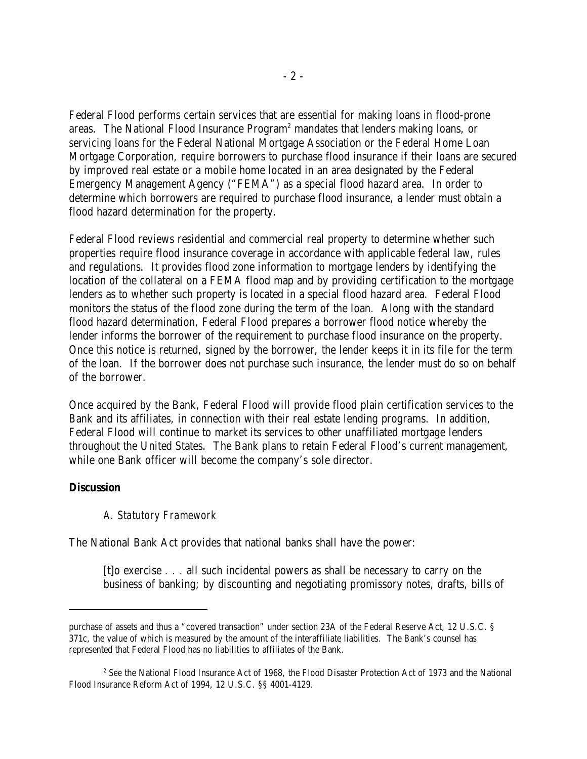Federal Flood performs certain services that are essential for making loans in flood-prone areas. The National Flood Insurance Program[2] mandates that lenders making loans, or servicing loans for the Federal National Mortgage Association or the Federal Home Loan Mortgage Corporation, require borrowers to purchase flood insurance if their loans are secured by improved real estate or a mobile home located in an area designated by the Federal Emergency Management Agency ("FEMA") as a special flood hazard area. In order to determine which borrowers are required to purchase flood insurance, a lender must obtain a flood hazard determination for the property.

Federal Flood reviews residential and commercial real property to determine whether such properties require flood insurance coverage in accordance with applicable federal law, rules and regulations. It provides flood zone information to mortgage lenders by identifying the location of the collateral on a FEMA flood map and by providing certification to the mortgage lenders as to whether such property is located in a special flood hazard area. Federal Flood monitors the status of the flood zone during the term of the loan. Along with the standard flood hazard determination, Federal Flood prepares a borrower flood notice whereby the lender informs the borrower of the requirement to purchase flood insurance on the property. Once this notice is returned, signed by the borrower, the lender keeps it in its file for the term of the loan. If the borrower does not purchase such insurance, the lender must do so on behalf of the borrower.

Once acquired by the Bank, Federal Flood will provide flood plain certification services to the Bank and its affiliates, in connection with their real estate lending programs. In addition, Federal Flood will continue to market its services to other unaffiliated mortgage lenders throughout the United States. The Bank plans to retain Federal Flood's current management, while one Bank officer will become the company's sole director.

## Discussion

### *A. Statutory Framework*

The National Bank Act provides that national banks shall have the power:

> [t]o exercise . . . all such incidental powers as shall be necessary to carry on the business of banking; by discounting and negotiating promissory notes, drafts, bills of

---

purchase of assets and thus a "covered transaction" under section 23A of the Federal Reserve Act, 12 U.S.C. § 371c, the value of which is measured by the amount of the interaffiliate liabilities. The Bank's counsel has represented that Federal Flood has no liabilities to affiliates of the Bank.

[2] *See* the National Flood Insurance Act of 1968, the Flood Disaster Protection Act of 1973 and the National Flood Insurance Reform Act of 1994, 12 U.S.C. §§ 4001-4129.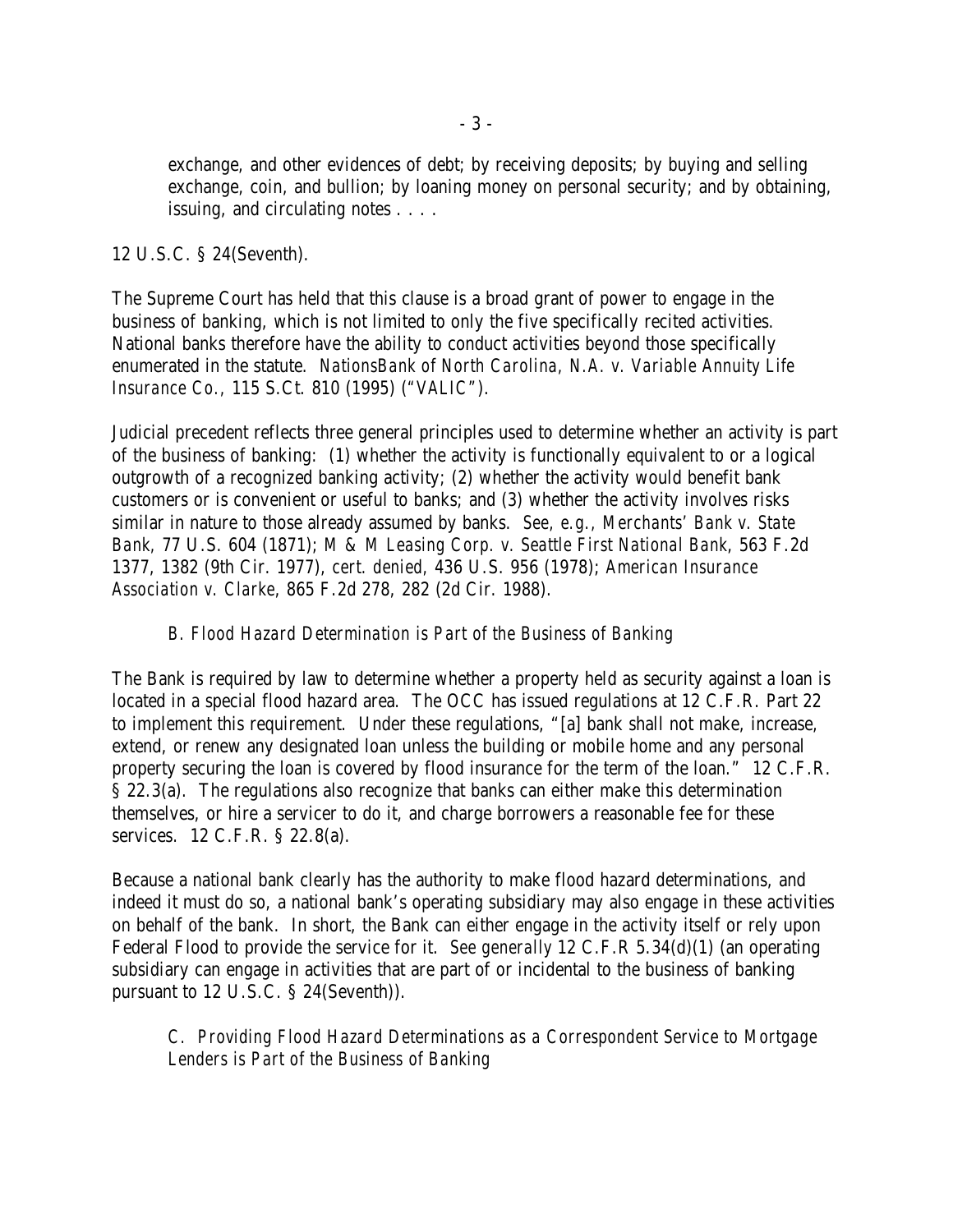> exchange, and other evidences of debt; by receiving deposits; by buying and selling exchange, coin, and bullion; by loaning money on personal security; and by obtaining, issuing, and circulating notes . . . .

12 U.S.C. § 24(Seventh).

The Supreme Court has held that this clause is a broad grant of power to engage in the business of banking, which is not limited to only the five specifically recited activities. National banks therefore have the ability to conduct activities beyond those specifically enumerated in the statute. *NationsBank of North Carolina, N.A. v. Variable Annuity Life Insurance Co.*, 115 S.Ct. 810 (1995) ("*VALIC*").

Judicial precedent reflects three general principles used to determine whether an activity is part of the business of banking: (1) whether the activity is functionally equivalent to or a logical outgrowth of a recognized banking activity; (2) whether the activity would benefit bank customers or is convenient or useful to banks; and (3) whether the activity involves risks similar in nature to those already assumed by banks. *See, e.g.*, *Merchants' Bank v. State Bank*, 77 U.S. 604 (1871); *M & M Leasing Corp. v. Seattle First National Bank*, 563 F.2d 1377, 1382 (9th Cir. 1977), *cert. denied*, 436 U.S. 956 (1978); *American Insurance Association v. Clarke*, 865 F.2d 278, 282 (2d Cir. 1988).

### *B. Flood Hazard Determination is Part of the Business of Banking*

The Bank is required by law to determine whether a property held as security against a loan is located in a special flood hazard area. The OCC has issued regulations at 12 C.F.R. Part 22 to implement this requirement. Under these regulations, "[a] bank shall not make, increase, extend, or renew any designated loan unless the building or mobile home and any personal property securing the loan is covered by flood insurance for the term of the loan." 12 C.F.R. § 22.3(a). The regulations also recognize that banks can either make this determination themselves, or hire a servicer to do it, and charge borrowers a reasonable fee for these services. 12 C.F.R. § 22.8(a).

Because a national bank clearly has the authority to make flood hazard determinations, and indeed it must do so, a national bank's operating subsidiary may also engage in these activities on behalf of the bank. In short, the Bank can either engage in the activity itself or rely upon Federal Flood to provide the service for it. *See generally* 12 C.F.R 5.34(d)(1) (an operating subsidiary can engage in activities that are part of or incidental to the business of banking pursuant to 12 U.S.C. § 24(Seventh)).

### *C. Providing Flood Hazard Determinations as a Correspondent Service to Mortgage Lenders is Part of the Business of Banking*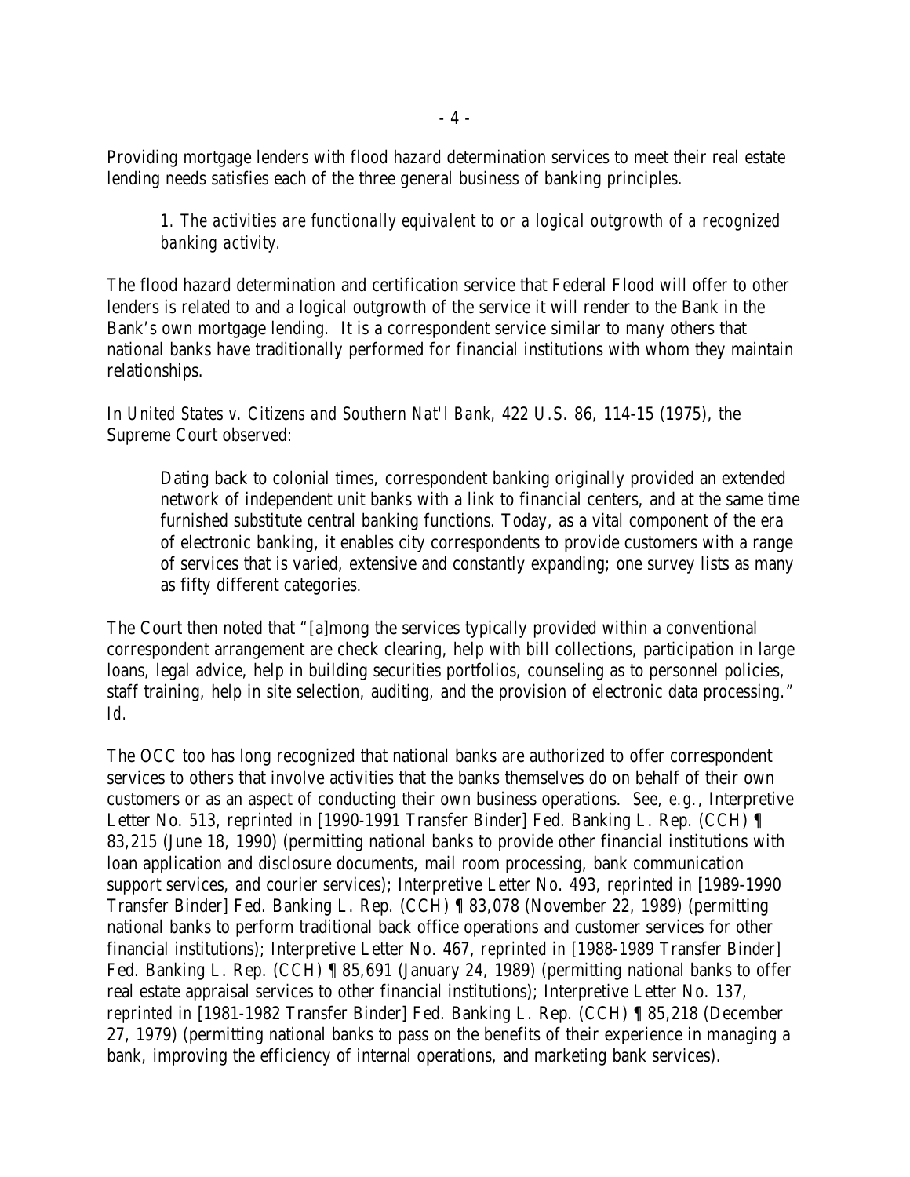Providing mortgage lenders with flood hazard determination services to meet their real estate lending needs satisfies each of the three general business of banking principles.

> 1. *The activities are functionally equivalent to or a logical outgrowth of a recognized banking activity.*

The flood hazard determination and certification service that Federal Flood will offer to other lenders is related to and a logical outgrowth of the service it will render to the Bank in the Bank's own mortgage lending. It is a correspondent service similar to many others that national banks have traditionally performed for financial institutions with whom they maintain relationships.

In *United States v. Citizens and Southern Nat'l Bank*, 422 U.S. 86, 114-15 (1975), the Supreme Court observed:

> Dating back to colonial times, correspondent banking originally provided an extended network of independent unit banks with a link to financial centers, and at the same time furnished substitute central banking functions. Today, as a vital component of the era of electronic banking, it enables city correspondents to provide customers with a range of services that is varied, extensive and constantly expanding; one survey lists as many as fifty different categories.

The Court then noted that "[a]mong the services typically provided within a conventional correspondent arrangement are check clearing, help with bill collections, participation in large loans, legal advice, help in building securities portfolios, counseling as to personnel policies, staff training, help in site selection, auditing, and the provision of electronic data processing." *Id.*

The OCC too has long recognized that national banks are authorized to offer correspondent services to others that involve activities that the banks themselves do on behalf of their own customers or as an aspect of conducting their own business operations. *See, e.g.*, Interpretive Letter No. 513, *reprinted in* [1990-1991 Transfer Binder] Fed. Banking L. Rep. (CCH) ¶ 83,215 (June 18, 1990) (permitting national banks to provide other financial institutions with loan application and disclosure documents, mail room processing, bank communication support services, and courier services); Interpretive Letter No. 493, *reprinted in* [1989-1990 Transfer Binder] Fed. Banking L. Rep. (CCH) ¶ 83,078 (November 22, 1989) (permitting national banks to perform traditional back office operations and customer services for other financial institutions); Interpretive Letter No. 467, *reprinted in* [1988-1989 Transfer Binder] Fed. Banking L. Rep. (CCH) ¶ 85,691 (January 24, 1989) (permitting national banks to offer real estate appraisal services to other financial institutions); Interpretive Letter No. 137, *reprinted in* [1981-1982 Transfer Binder] Fed. Banking L. Rep. (CCH) ¶ 85,218 (December 27, 1979) (permitting national banks to pass on the benefits of their experience in managing a bank, improving the efficiency of internal operations, and marketing bank services).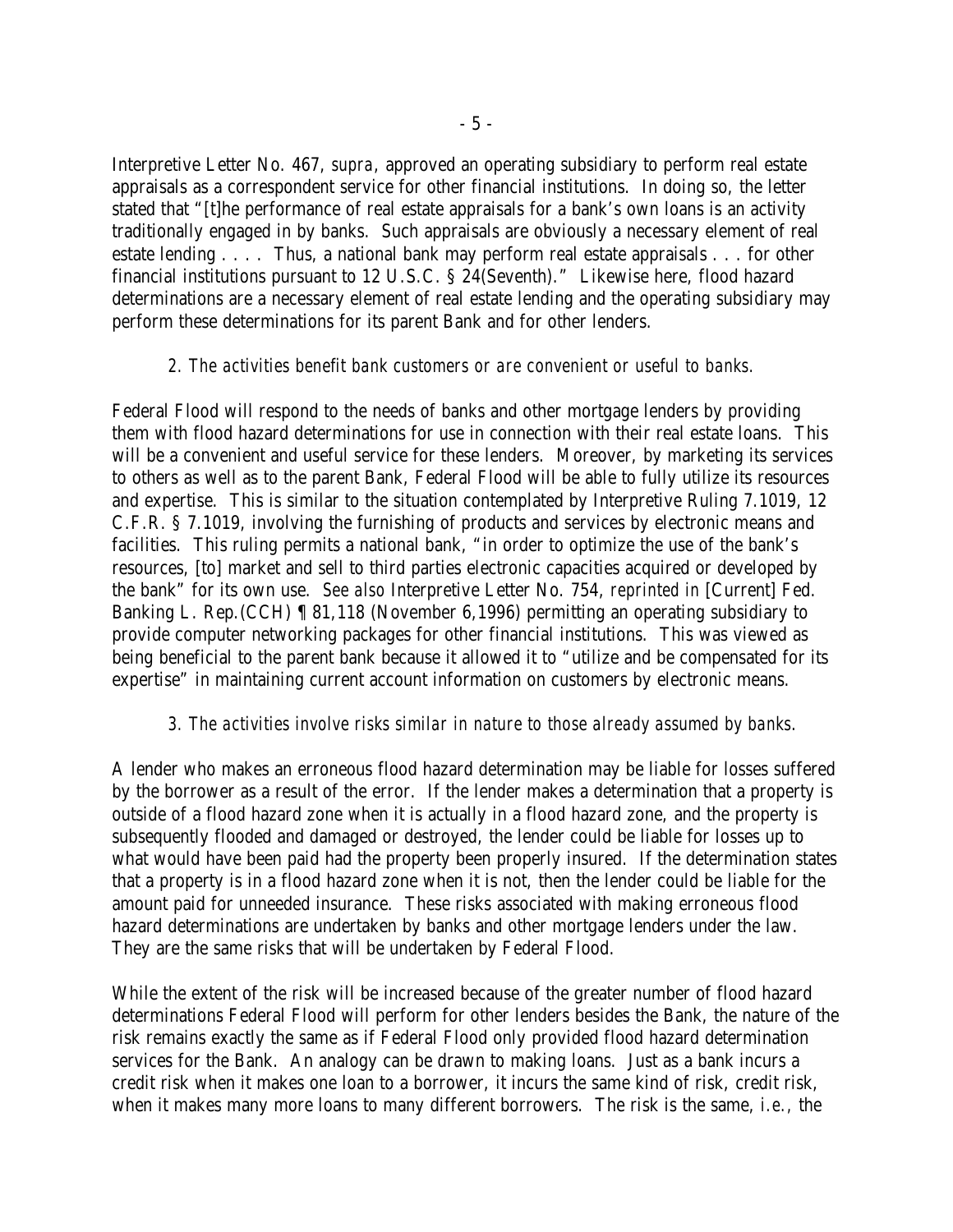Interpretive Letter No. 467, *supra*, approved an operating subsidiary to perform real estate appraisals as a correspondent service for other financial institutions. In doing so, the letter stated that "[t]he performance of real estate appraisals for a bank's own loans is an activity traditionally engaged in by banks. Such appraisals are obviously a necessary element of real estate lending . . . . Thus, a national bank may perform real estate appraisals . . . for other financial institutions pursuant to 12 U.S.C. § 24(Seventh)." Likewise here, flood hazard determinations are a necessary element of real estate lending and the operating subsidiary may perform these determinations for its parent Bank and for other lenders.

*2. The activities benefit bank customers or are convenient or useful to banks.*

Federal Flood will respond to the needs of banks and other mortgage lenders by providing them with flood hazard determinations for use in connection with their real estate loans. This will be a convenient and useful service for these lenders. Moreover, by marketing its services to others as well as to the parent Bank, Federal Flood will be able to fully utilize its resources and expertise. This is similar to the situation contemplated by Interpretive Ruling 7.1019, 12 C.F.R. § 7.1019, involving the furnishing of products and services by electronic means and facilities. This ruling permits a national bank, "in order to optimize the use of the bank's resources, [to] market and sell to third parties electronic capacities acquired or developed by the bank" for its own use. *See also* Interpretive Letter No. 754, *reprinted in* [Current] Fed. Banking L. Rep.(CCH) ¶ 81,118 (November 6,1996) permitting an operating subsidiary to provide computer networking packages for other financial institutions. This was viewed as being beneficial to the parent bank because it allowed it to "utilize and be compensated for its expertise" in maintaining current account information on customers by electronic means.

*3. The activities involve risks similar in nature to those already assumed by banks.*

A lender who makes an erroneous flood hazard determination may be liable for losses suffered by the borrower as a result of the error. If the lender makes a determination that a property is outside of a flood hazard zone when it is actually in a flood hazard zone, and the property is subsequently flooded and damaged or destroyed, the lender could be liable for losses up to what would have been paid had the property been properly insured. If the determination states that a property is in a flood hazard zone when it is not, then the lender could be liable for the amount paid for unneeded insurance. These risks associated with making erroneous flood hazard determinations are undertaken by banks and other mortgage lenders under the law. They are the same risks that will be undertaken by Federal Flood.

While the extent of the risk will be increased because of the greater number of flood hazard determinations Federal Flood will perform for other lenders besides the Bank, the nature of the risk remains exactly the same as if Federal Flood only provided flood hazard determination services for the Bank. An analogy can be drawn to making loans. Just as a bank incurs a credit risk when it makes one loan to a borrower, it incurs the same kind of risk, credit risk, when it makes many more loans to many different borrowers. The risk is the same, *i.e.*, the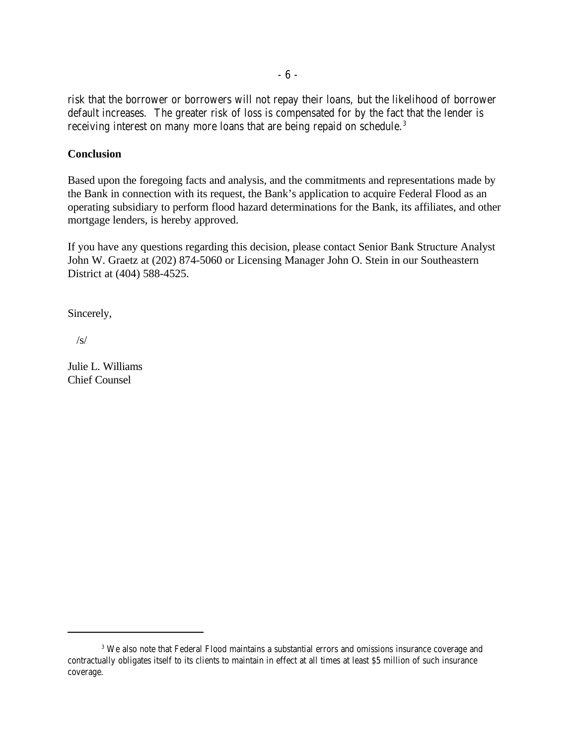risk that the borrower or borrowers will not repay their loans, but the likelihood of borrower default increases. The greater risk of loss is compensated for by the fact that the lender is receiving interest on many more loans that are being repaid on schedule.[3]

**Conclusion**

Based upon the foregoing facts and analysis, and the commitments and representations made by the Bank in connection with its request, the Bank's application to acquire Federal Flood as an operating subsidiary to perform flood hazard determinations for the Bank, its affiliates, and other mortgage lenders, is hereby approved.

If you have any questions regarding this decision, please contact Senior Bank Structure Analyst John W. Graetz at (202) 874-5060 or Licensing Manager John O. Stein in our Southeastern District at (404) 588-4525.

Sincerely,

/s/

Julie L. Williams
Chief Counsel

---

[3] We also note that Federal Flood maintains a substantial errors and omissions insurance coverage and contractually obligates itself to its clients to maintain in effect at all times at least $5 million of such insurance coverage.